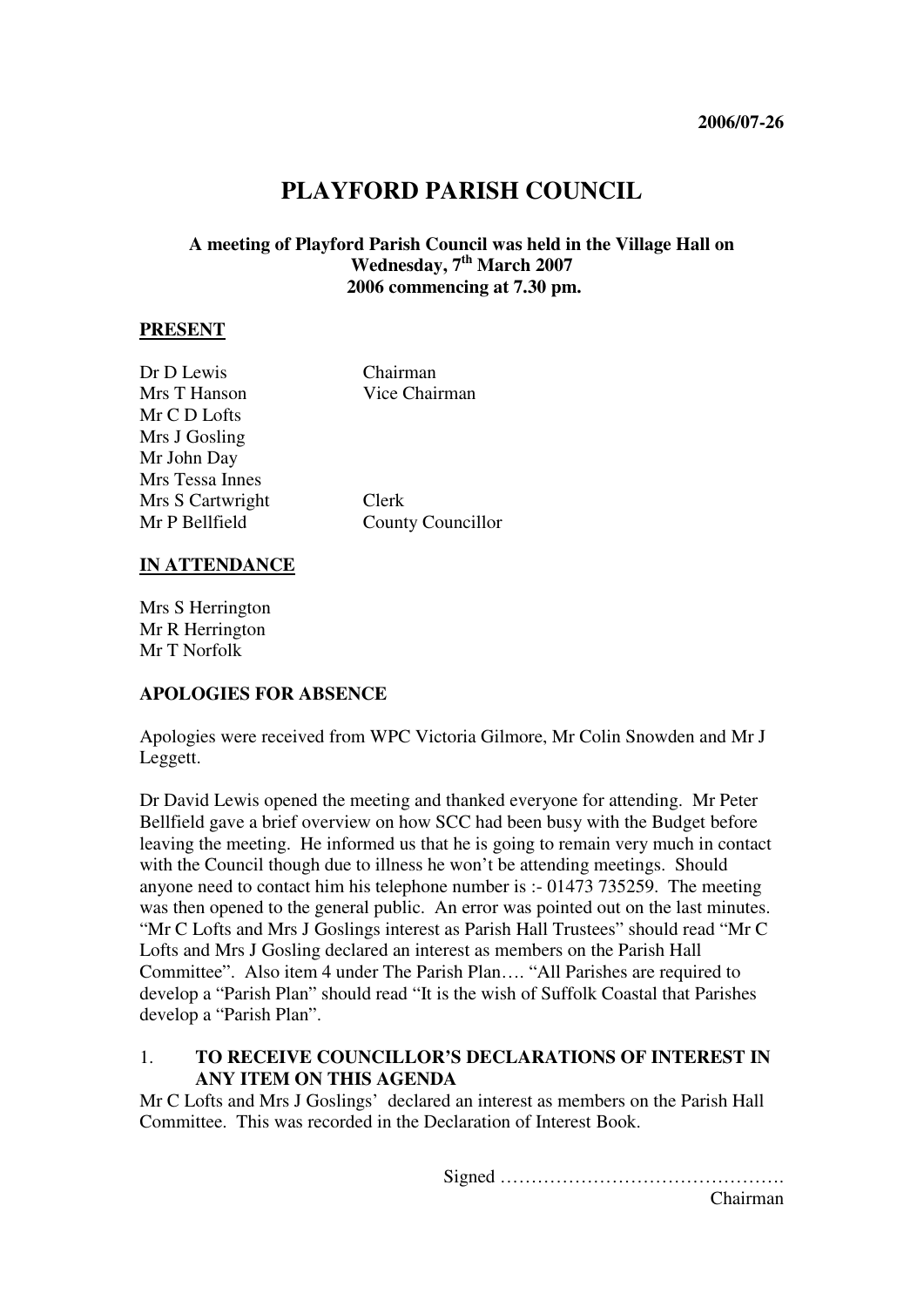2006/07-26

# PLAYFORD PARISH COUNCIL

**A meeting of Playford Parish Council was held in the Village Hall on Wednesday, 7th March 2007 2006 commencing at 7.30 pm.**

## PRESENT

| | |
|---|---|
| Dr D Lewis | Chairman |
| Mrs T Hanson | Vice Chairman |
| Mr C D Lofts | |
| Mrs J Gosling | |
| Mr John Day | |
| Mrs Tessa Innes | |
| Mrs S Cartwright | Clerk |
| Mr P Bellfield | County Councillor |

## IN ATTENDANCE

Mrs S Herrington
Mr R Herrington
Mr T Norfolk

## APOLOGIES FOR ABSENCE

Apologies were received from WPC Victoria Gilmore, Mr Colin Snowden and Mr J Leggett.

Dr David Lewis opened the meeting and thanked everyone for attending. Mr Peter Bellfield gave a brief overview on how SCC had been busy with the Budget before leaving the meeting. He informed us that he is going to remain very much in contact with the Council though due to illness he won't be attending meetings. Should anyone need to contact him his telephone number is :- 01473 735259. The meeting was then opened to the general public. An error was pointed out on the last minutes. "Mr C Lofts and Mrs J Goslings interest as Parish Hall Trustees" should read "Mr C Lofts and Mrs J Gosling declared an interest as members on the Parish Hall Committee". Also item 4 under The Parish Plan…. "All Parishes are required to develop a "Parish Plan" should read "It is the wish of Suffolk Coastal that Parishes develop a "Parish Plan".

## 1. TO RECEIVE COUNCILLOR'S DECLARATIONS OF INTEREST IN ANY ITEM ON THIS AGENDA

Mr C Lofts and Mrs J Goslings' declared an interest as members on the Parish Hall Committee. This was recorded in the Declaration of Interest Book.

Signed ……………………………………….
Chairman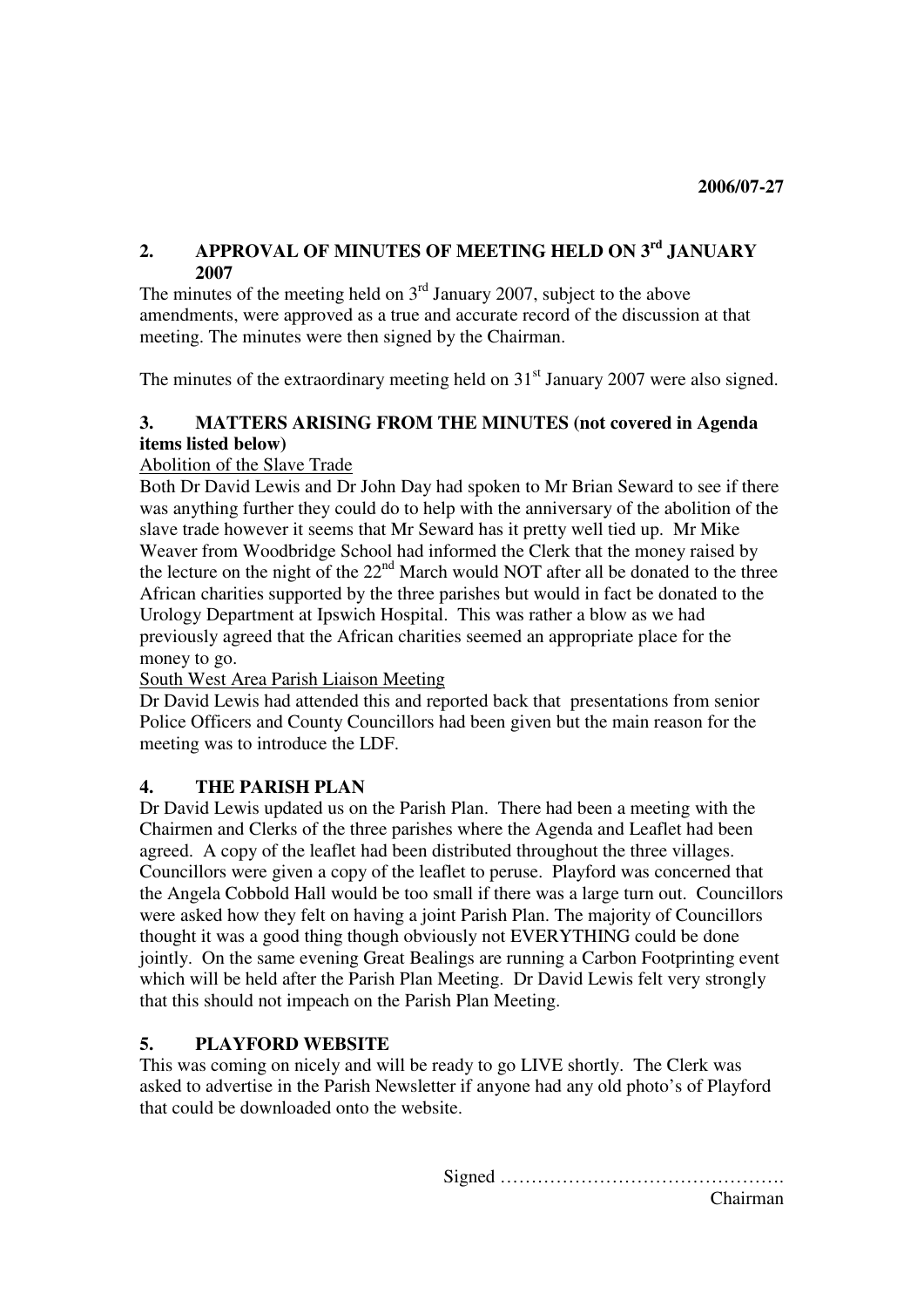**2006/07-27**

## 2. APPROVAL OF MINUTES OF MEETING HELD ON 3rd JANUARY 2007

The minutes of the meeting held on 3rd January 2007, subject to the above amendments, were approved as a true and accurate record of the discussion at that meeting. The minutes were then signed by the Chairman.

The minutes of the extraordinary meeting held on 31st January 2007 were also signed.

## 3. MATTERS ARISING FROM THE MINUTES (not covered in Agenda items listed below)

Abolition of the Slave Trade

Both Dr David Lewis and Dr John Day had spoken to Mr Brian Seward to see if there was anything further they could do to help with the anniversary of the abolition of the slave trade however it seems that Mr Seward has it pretty well tied up. Mr Mike Weaver from Woodbridge School had informed the Clerk that the money raised by the lecture on the night of the 22nd March would NOT after all be donated to the three African charities supported by the three parishes but would in fact be donated to the Urology Department at Ipswich Hospital. This was rather a blow as we had previously agreed that the African charities seemed an appropriate place for the money to go.

South West Area Parish Liaison Meeting

Dr David Lewis had attended this and reported back that presentations from senior Police Officers and County Councillors had been given but the main reason for the meeting was to introduce the LDF.

## 4. THE PARISH PLAN

Dr David Lewis updated us on the Parish Plan. There had been a meeting with the Chairmen and Clerks of the three parishes where the Agenda and Leaflet had been agreed. A copy of the leaflet had been distributed throughout the three villages. Councillors were given a copy of the leaflet to peruse. Playford was concerned that the Angela Cobbold Hall would be too small if there was a large turn out. Councillors were asked how they felt on having a joint Parish Plan. The majority of Councillors thought it was a good thing though obviously not EVERYTHING could be done jointly. On the same evening Great Bealings are running a Carbon Footprinting event which will be held after the Parish Plan Meeting. Dr David Lewis felt very strongly that this should not impeach on the Parish Plan Meeting.

## 5. PLAYFORD WEBSITE

This was coming on nicely and will be ready to go LIVE shortly. The Clerk was asked to advertise in the Parish Newsletter if anyone had any old photo's of Playford that could be downloaded onto the website.

Signed ……………………………………….
Chairman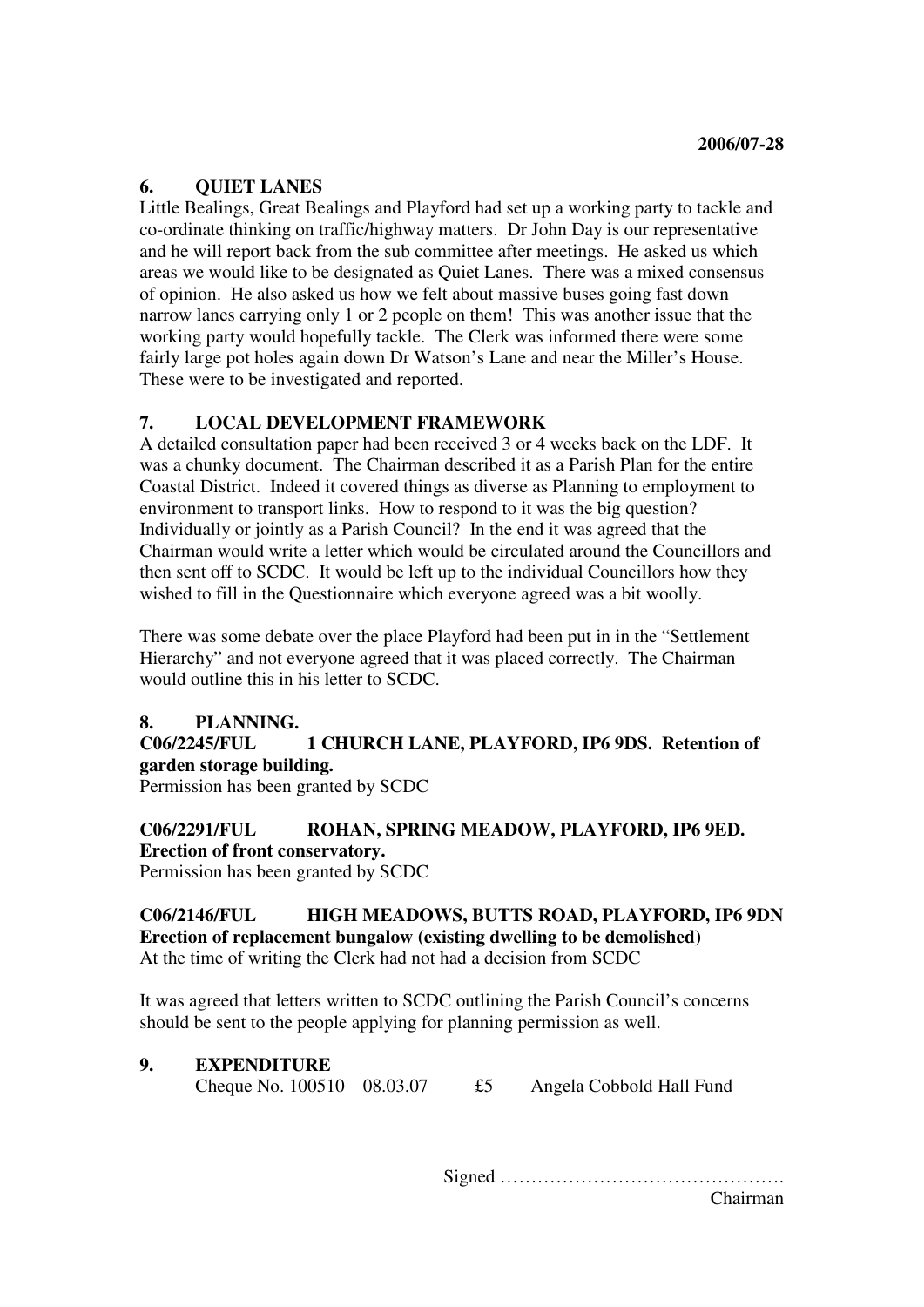**2006/07-28**

## 6. QUIET LANES

Little Bealings, Great Bealings and Playford had set up a working party to tackle and co-ordinate thinking on traffic/highway matters. Dr John Day is our representative and he will report back from the sub committee after meetings. He asked us which areas we would like to be designated as Quiet Lanes. There was a mixed consensus of opinion. He also asked us how we felt about massive buses going fast down narrow lanes carrying only 1 or 2 people on them! This was another issue that the working party would hopefully tackle. The Clerk was informed there were some fairly large pot holes again down Dr Watson's Lane and near the Miller's House. These were to be investigated and reported.

## 7. LOCAL DEVELOPMENT FRAMEWORK

A detailed consultation paper had been received 3 or 4 weeks back on the LDF. It was a chunky document. The Chairman described it as a Parish Plan for the entire Coastal District. Indeed it covered things as diverse as Planning to employment to environment to transport links. How to respond to it was the big question? Individually or jointly as a Parish Council? In the end it was agreed that the Chairman would write a letter which would be circulated around the Councillors and then sent off to SCDC. It would be left up to the individual Councillors how they wished to fill in the Questionnaire which everyone agreed was a bit woolly.

There was some debate over the place Playford had been put in in the "Settlement Hierarchy" and not everyone agreed that it was placed correctly. The Chairman would outline this in his letter to SCDC.

## 8. PLANNING.

**C06/2245/FUL 1 CHURCH LANE, PLAYFORD, IP6 9DS. Retention of garden storage building.**

Permission has been granted by SCDC

**C06/2291/FUL ROHAN, SPRING MEADOW, PLAYFORD, IP6 9ED. Erection of front conservatory.**

Permission has been granted by SCDC

**C06/2146/FUL HIGH MEADOWS, BUTTS ROAD, PLAYFORD, IP6 9DN Erection of replacement bungalow (existing dwelling to be demolished)**

At the time of writing the Clerk had not had a decision from SCDC

It was agreed that letters written to SCDC outlining the Parish Council's concerns should be sent to the people applying for planning permission as well.

## 9. EXPENDITURE

Cheque No. 100510 08.03.07 £5 Angela Cobbold Hall Fund

Signed ……………………………………….
Chairman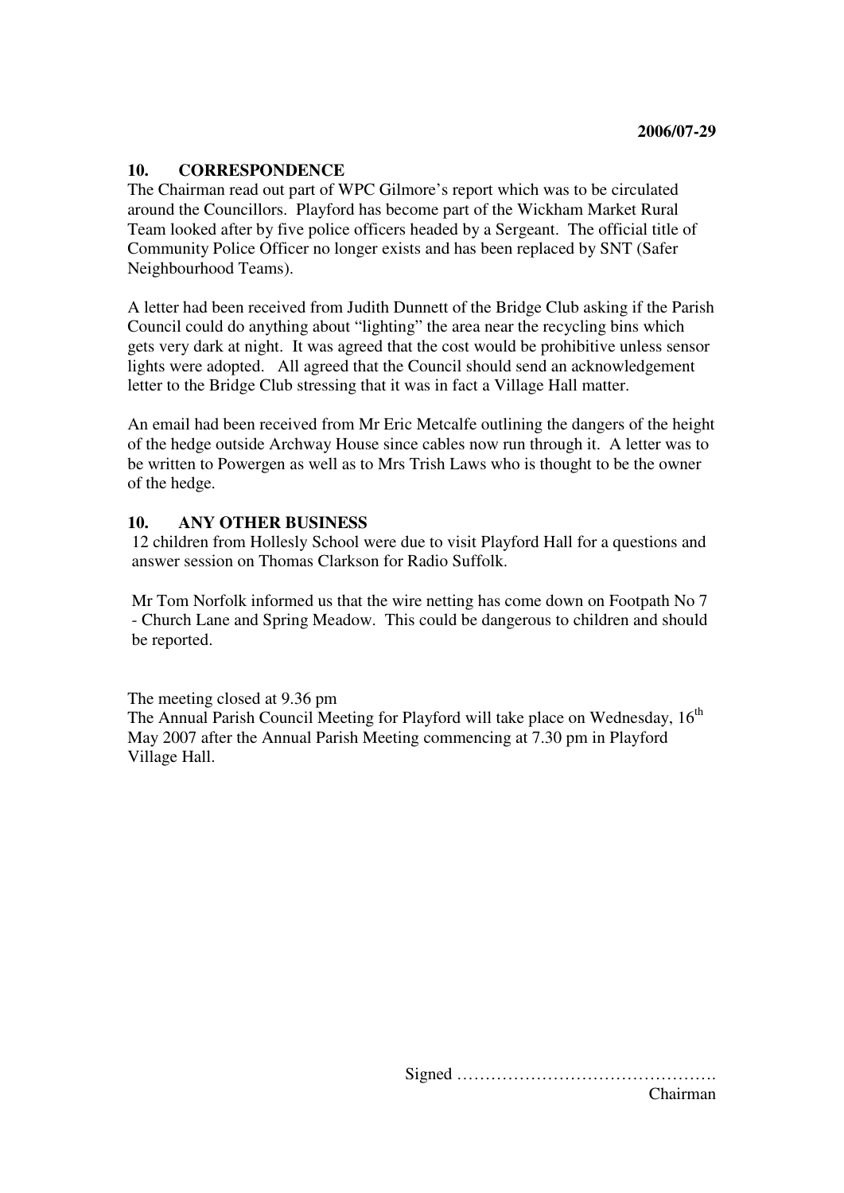**2006/07-29**

## 10. CORRESPONDENCE

The Chairman read out part of WPC Gilmore's report which was to be circulated around the Councillors. Playford has become part of the Wickham Market Rural Team looked after by five police officers headed by a Sergeant. The official title of Community Police Officer no longer exists and has been replaced by SNT (Safer Neighbourhood Teams).

A letter had been received from Judith Dunnett of the Bridge Club asking if the Parish Council could do anything about "lighting" the area near the recycling bins which gets very dark at night. It was agreed that the cost would be prohibitive unless sensor lights were adopted. All agreed that the Council should send an acknowledgement letter to the Bridge Club stressing that it was in fact a Village Hall matter.

An email had been received from Mr Eric Metcalfe outlining the dangers of the height of the hedge outside Archway House since cables now run through it. A letter was to be written to Powergen as well as to Mrs Trish Laws who is thought to be the owner of the hedge.

## 10. ANY OTHER BUSINESS

12 children from Hollesly School were due to visit Playford Hall for a questions and answer session on Thomas Clarkson for Radio Suffolk.

Mr Tom Norfolk informed us that the wire netting has come down on Footpath No 7 - Church Lane and Spring Meadow. This could be dangerous to children and should be reported.

The meeting closed at 9.36 pm

The Annual Parish Council Meeting for Playford will take place on Wednesday, 16th May 2007 after the Annual Parish Meeting commencing at 7.30 pm in Playford Village Hall.

Signed ……………………………………….

Chairman